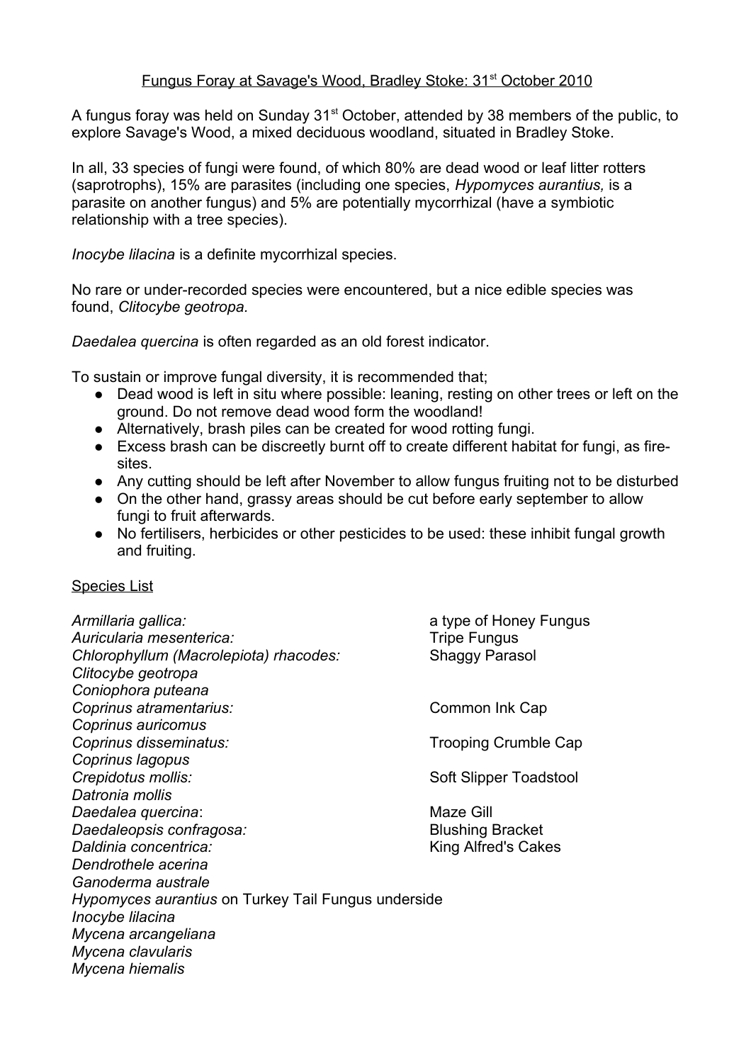# Fungus Foray at Savage's Wood, Bradley Stoke: 31st October 2010

A fungus foray was held on Sunday 31st October, attended by 38 members of the public, to explore Savage's Wood, a mixed deciduous woodland, situated in Bradley Stoke.

In all, 33 species of fungi were found, of which 80% are dead wood or leaf litter rotters (saprotrophs), 15% are parasites (including one species, *Hypomyces aurantius,* is a parasite on another fungus) and 5% are potentially mycorrhizal (have a symbiotic relationship with a tree species).

*Inocybe lilacina* is a definite mycorrhizal species.

No rare or under-recorded species were encountered, but a nice edible species was found, *Clitocybe geotropa.*

*Daedalea quercina* is often regarded as an old forest indicator.

To sustain or improve fungal diversity, it is recommended that;

- Dead wood is left in situ where possible: leaning, resting on other trees or left on the ground. Do not remove dead wood form the woodland!
- Alternatively, brash piles can be created for wood rotting fungi.
- Excess brash can be discreetly burnt off to create different habitat for fungi, as fire-sites.
- Any cutting should be left after November to allow fungus fruiting not to be disturbed
- On the other hand, grassy areas should be cut before early september to allow fungi to fruit afterwards.
- No fertilisers, herbicides or other pesticides to be used: these inhibit fungal growth and fruiting.

## Species List

| | |
|---|---|
| *Armillaria gallica:* | a type of Honey Fungus |
| *Auricularia mesenterica:* | Tripe Fungus |
| *Chlorophyllum (Macrolepiota) rhacodes:* | Shaggy Parasol |
| *Clitocybe geotropa* | |
| *Coniophora puteana* | |
| *Coprinus atramentarius:* | Common Ink Cap |
| *Coprinus auricomus* | |
| *Coprinus disseminatus:* | Trooping Crumble Cap |
| *Coprinus lagopus* | |
| *Crepidotus mollis:* | Soft Slipper Toadstool |
| *Datronia mollis* | |
| *Daedalea quercina*: | Maze Gill |
| *Daedaleopsis confragosa:* | Blushing Bracket |
| *Daldinia concentrica:* | King Alfred's Cakes |
| *Dendrothele acerina* | |
| *Ganoderma australe* | |
| *Hypomyces aurantius* on Turkey Tail Fungus underside | |
| *Inocybe lilacina* | |
| *Mycena arcangeliana* | |
| *Mycena clavularis* | |
| *Mycena hiemalis* | |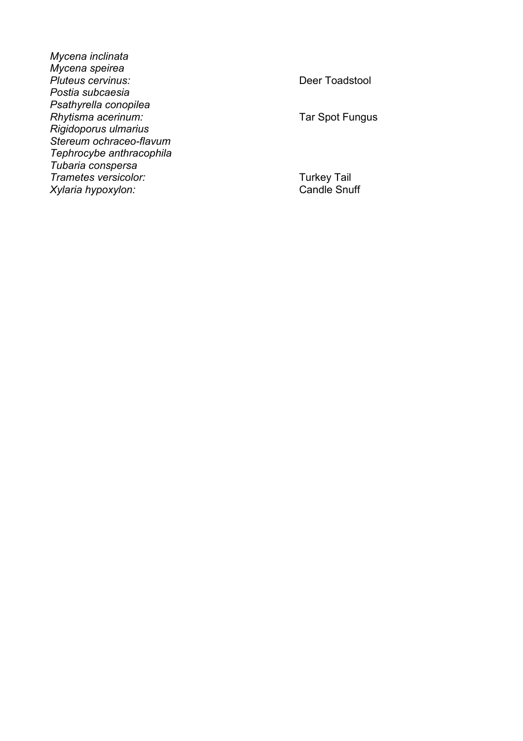*Mycena inclinata*
*Mycena speirea*
*Pluteus cervinus:* Deer Toadstool
*Postia subcaesia*
*Psathyrella conopilea*
*Rhytisma acerinum:* Tar Spot Fungus
*Rigidoporus ulmarius*
*Stereum ochraceo-flavum*
*Tephrocybe anthracophila*
*Tubaria conspersa*
*Trametes versicolor:* Turkey Tail
*Xylaria hypoxylon:* Candle Snuff